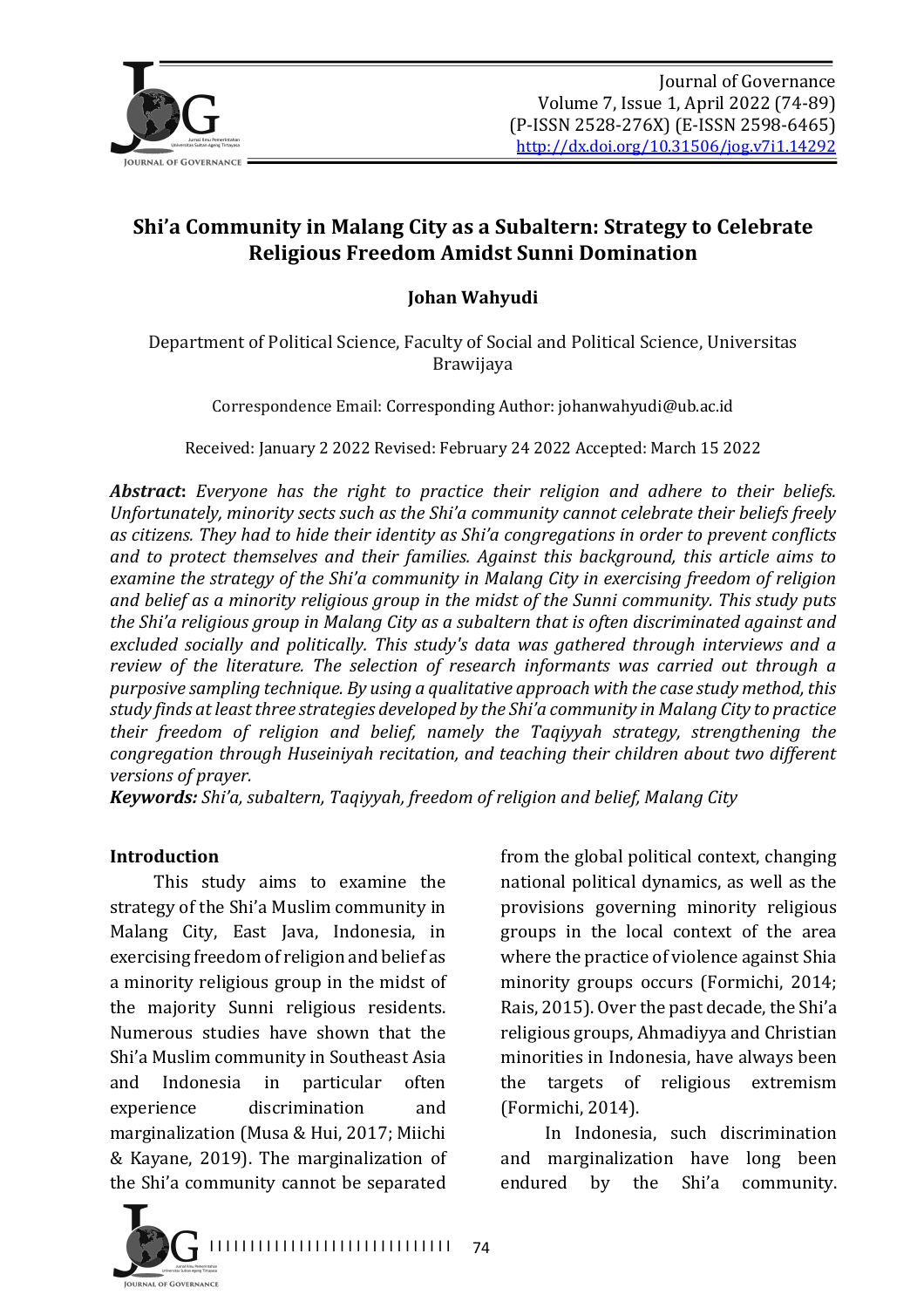# Shi'a Community in Malang City as a Subaltern: Strategy to Celebrate Religious Freedom Amidst Sunni Domination

**Johan Wahyudi**

Department of Political Science, Faculty of Social and Political Science, Universitas Brawijaya

Correspondence Email: Corresponding Author: johanwahyudi@ub.ac.id

Received: January 2 2022 Revised: February 24 2022 Accepted: March 15 2022

***Abstract*:** *Everyone has the right to practice their religion and adhere to their beliefs. Unfortunately, minority sects such as the Shi'a community cannot celebrate their beliefs freely as citizens. They had to hide their identity as Shi'a congregations in order to prevent conflicts and to protect themselves and their families. Against this background, this article aims to examine the strategy of the Shi'a community in Malang City in exercising freedom of religion and belief as a minority religious group in the midst of the Sunni community. This study puts the Shi'a religious group in Malang City as a subaltern that is often discriminated against and excluded socially and politically. This study's data was gathered through interviews and a review of the literature. The selection of research informants was carried out through a purposive sampling technique. By using a qualitative approach with the case study method, this study finds at least three strategies developed by the Shi'a community in Malang City to practice their freedom of religion and belief, namely the Taqiyyah strategy, strengthening the congregation through Huseiniyah recitation, and teaching their children about two different versions of prayer.*

***Keywords:*** *Shi'a, subaltern, Taqiyyah, freedom of religion and belief, Malang City*

## Introduction

This study aims to examine the strategy of the Shi'a Muslim community in Malang City, East Java, Indonesia, in exercising freedom of religion and belief as a minority religious group in the midst of the majority Sunni religious residents. Numerous studies have shown that the Shi'a Muslim community in Southeast Asia and Indonesia in particular often experience discrimination and marginalization (Musa & Hui, 2017; Miichi & Kayane, 2019). The marginalization of the Shi'a community cannot be separated from the global political context, changing national political dynamics, as well as the provisions governing minority religious groups in the local context of the area where the practice of violence against Shia minority groups occurs (Formichi, 2014; Rais, 2015). Over the past decade, the Shi'a religious groups, Ahmadiyya and Christian minorities in Indonesia, have always been the targets of religious extremism (Formichi, 2014).

In Indonesia, such discrimination and marginalization have long been endured by the Shi'a community.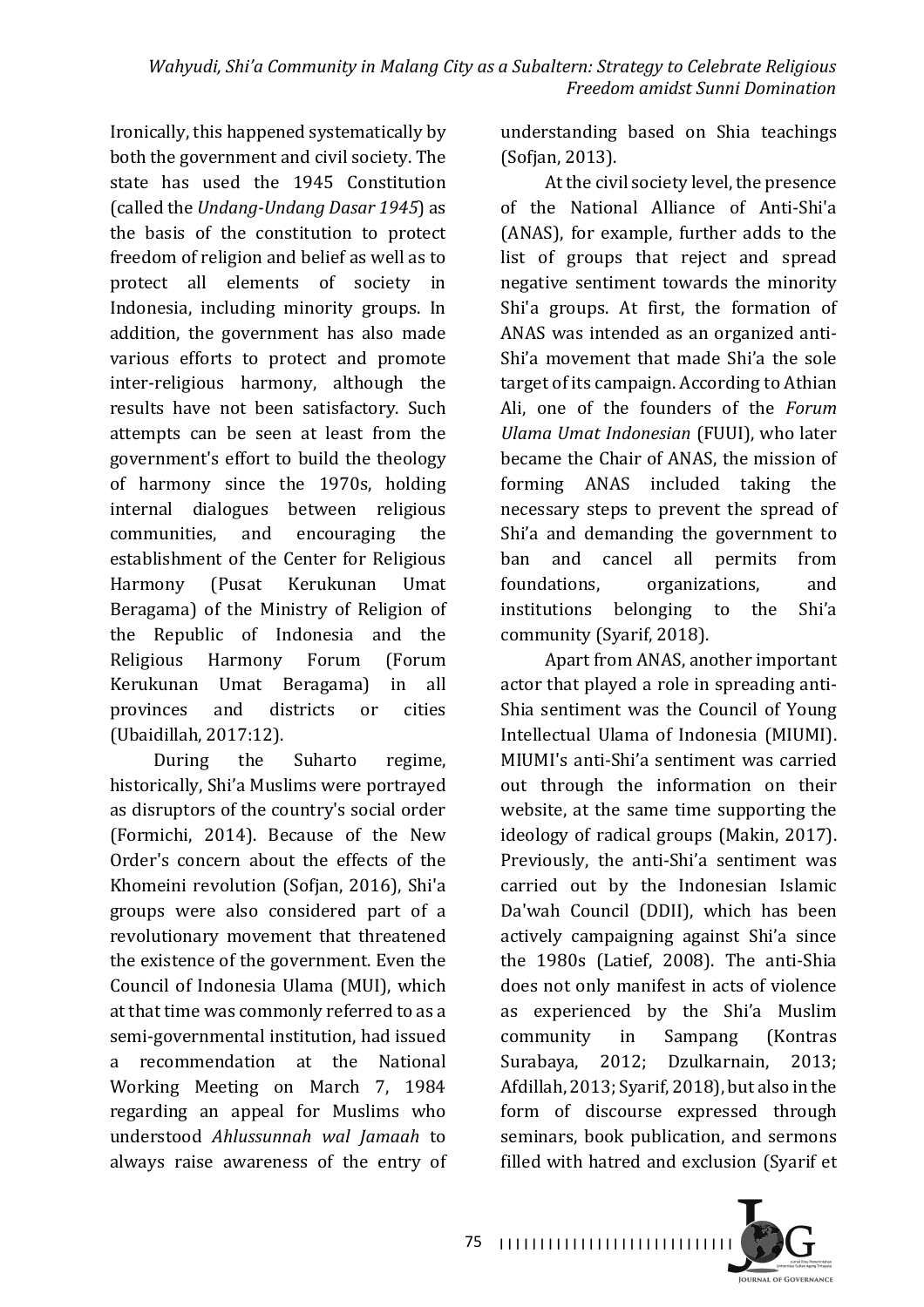Ironically, this happened systematically by both the government and civil society. The state has used the 1945 Constitution (called the *Undang-Undang Dasar 1945*) as the basis of the constitution to protect freedom of religion and belief as well as to protect all elements of society in Indonesia, including minority groups. In addition, the government has also made various efforts to protect and promote inter-religious harmony, although the results have not been satisfactory. Such attempts can be seen at least from the government's effort to build the theology of harmony since the 1970s, holding internal dialogues between religious communities, and encouraging the establishment of the Center for Religious Harmony (Pusat Kerukunan Umat Beragama) of the Ministry of Religion of the Republic of Indonesia and the Religious Harmony Forum (Forum Kerukunan Umat Beragama) in all provinces and districts or cities (Ubaidillah, 2017:12).

During the Suharto regime, historically, Shi'a Muslims were portrayed as disruptors of the country's social order (Formichi, 2014). Because of the New Order's concern about the effects of the Khomeini revolution (Sofjan, 2016), Shi'a groups were also considered part of a revolutionary movement that threatened the existence of the government. Even the Council of Indonesia Ulama (MUI), which at that time was commonly referred to as a semi-governmental institution, had issued a recommendation at the National Working Meeting on March 7, 1984 regarding an appeal for Muslims who understood *Ahlussunnah wal Jamaah* to always raise awareness of the entry of understanding based on Shia teachings (Sofjan, 2013).

At the civil society level, the presence of the National Alliance of Anti-Shi'a (ANAS), for example, further adds to the list of groups that reject and spread negative sentiment towards the minority Shi'a groups. At first, the formation of ANAS was intended as an organized anti-Shi'a movement that made Shi'a the sole target of its campaign. According to Athian Ali, one of the founders of the *Forum Ulama Umat Indonesian* (FUUI), who later became the Chair of ANAS, the mission of forming ANAS included taking the necessary steps to prevent the spread of Shi'a and demanding the government to ban and cancel all permits from foundations, organizations, and institutions belonging to the Shi'a community (Syarif, 2018).

Apart from ANAS, another important actor that played a role in spreading anti-Shia sentiment was the Council of Young Intellectual Ulama of Indonesia (MIUMI). MIUMI's anti-Shi'a sentiment was carried out through the information on their website, at the same time supporting the ideology of radical groups (Makin, 2017). Previously, the anti-Shi'a sentiment was carried out by the Indonesian Islamic Da'wah Council (DDII), which has been actively campaigning against Shi'a since the 1980s (Latief, 2008). The anti-Shia does not only manifest in acts of violence as experienced by the Shi'a Muslim community in Sampang (Kontras Surabaya, 2012; Dzulkarnain, 2013; Afdillah, 2013; Syarif, 2018), but also in the form of discourse expressed through seminars, book publication, and sermons filled with hatred and exclusion (Syarif et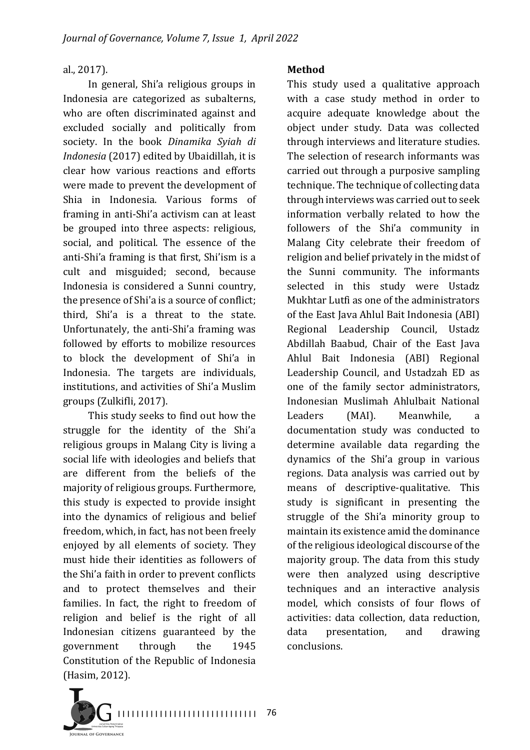al., 2017).

In general, Shi'a religious groups in Indonesia are categorized as subalterns, who are often discriminated against and excluded socially and politically from society. In the book *Dinamika Syiah di Indonesia* (2017) edited by Ubaidillah, it is clear how various reactions and efforts were made to prevent the development of Shia in Indonesia. Various forms of framing in anti-Shi'a activism can at least be grouped into three aspects: religious, social, and political. The essence of the anti-Shi'a framing is that first, Shi'ism is a cult and misguided; second, because Indonesia is considered a Sunni country, the presence of Shi'a is a source of conflict; third, Shi'a is a threat to the state. Unfortunately, the anti-Shi'a framing was followed by efforts to mobilize resources to block the development of Shi'a in Indonesia. The targets are individuals, institutions, and activities of Shi'a Muslim groups (Zulkifli, 2017).

This study seeks to find out how the struggle for the identity of the Shi'a religious groups in Malang City is living a social life with ideologies and beliefs that are different from the beliefs of the majority of religious groups. Furthermore, this study is expected to provide insight into the dynamics of religious and belief freedom, which, in fact, has not been freely enjoyed by all elements of society. They must hide their identities as followers of the Shi'a faith in order to prevent conflicts and to protect themselves and their families. In fact, the right to freedom of religion and belief is the right of all Indonesian citizens guaranteed by the government through the 1945 Constitution of the Republic of Indonesia (Hasim, 2012).

**Method**

This study used a qualitative approach with a case study method in order to acquire adequate knowledge about the object under study. Data was collected through interviews and literature studies. The selection of research informants was carried out through a purposive sampling technique. The technique of collecting data through interviews was carried out to seek information verbally related to how the followers of the Shi'a community in Malang City celebrate their freedom of religion and belief privately in the midst of the Sunni community. The informants selected in this study were Ustadz Mukhtar Lutfi as one of the administrators of the East Java Ahlul Bait Indonesia (ABI) Regional Leadership Council, Ustadz Abdillah Baabud, Chair of the East Java Ahlul Bait Indonesia (ABI) Regional Leadership Council, and Ustadzah ED as one of the family sector administrators, Indonesian Muslimah Ahlulbait National Leaders (MAI). Meanwhile, a documentation study was conducted to determine available data regarding the dynamics of the Shi'a group in various regions. Data analysis was carried out by means of descriptive-qualitative. This study is significant in presenting the struggle of the Shi'a minority group to maintain its existence amid the dominance of the religious ideological discourse of the majority group. The data from this study were then analyzed using descriptive techniques and an interactive analysis model, which consists of four flows of activities: data collection, data reduction, data presentation, and drawing conclusions.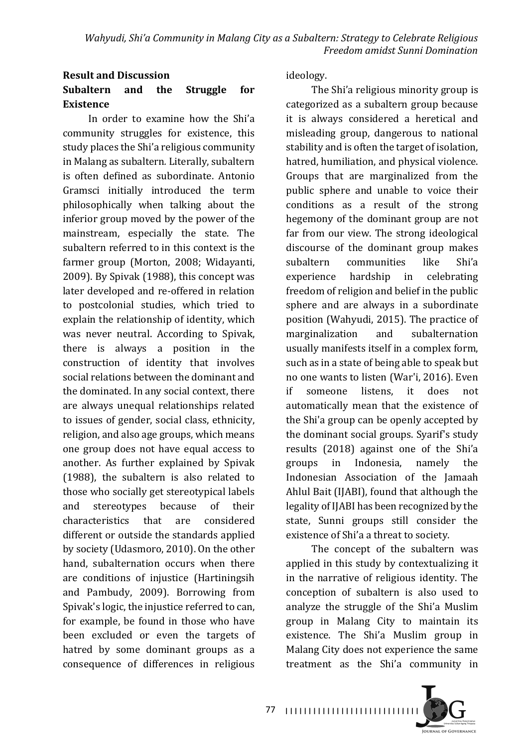## Result and Discussion

### Subaltern and the Struggle for Existence

In order to examine how the Shi'a community struggles for existence, this study places the Shi'a religious community in Malang as subaltern. Literally, subaltern is often defined as subordinate. Antonio Gramsci initially introduced the term philosophically when talking about the inferior group moved by the power of the mainstream, especially the state. The subaltern referred to in this context is the farmer group (Morton, 2008; Widayanti, 2009). By Spivak (1988), this concept was later developed and re-offered in relation to postcolonial studies, which tried to explain the relationship of identity, which was never neutral. According to Spivak, there is always a position in the construction of identity that involves social relations between the dominant and the dominated. In any social context, there are always unequal relationships related to issues of gender, social class, ethnicity, religion, and also age groups, which means one group does not have equal access to another. As further explained by Spivak (1988), the subaltern is also related to those who socially get stereotypical labels and stereotypes because of their characteristics that are considered different or outside the standards applied by society (Udasmoro, 2010). On the other hand, subalternation occurs when there are conditions of injustice (Hartiningsih and Pambudy, 2009). Borrowing from Spivak's logic, the injustice referred to can, for example, be found in those who have been excluded or even the targets of hatred by some dominant groups as a consequence of differences in religious ideology.

The Shi'a religious minority group is categorized as a subaltern group because it is always considered a heretical and misleading group, dangerous to national stability and is often the target of isolation, hatred, humiliation, and physical violence. Groups that are marginalized from the public sphere and unable to voice their conditions as a result of the strong hegemony of the dominant group are not far from our view. The strong ideological discourse of the dominant group makes subaltern communities like Shi'a experience hardship in celebrating freedom of religion and belief in the public sphere and are always in a subordinate position (Wahyudi, 2015). The practice of marginalization and subalternation usually manifests itself in a complex form, such as in a state of being able to speak but no one wants to listen (War'i, 2016). Even if someone listens, it does not automatically mean that the existence of the Shi'a group can be openly accepted by the dominant social groups. Syarif's study results (2018) against one of the Shi'a groups in Indonesia, namely the Indonesian Association of the Jamaah Ahlul Bait (IJABI), found that although the legality of IJABI has been recognized by the state, Sunni groups still consider the existence of Shi'a a threat to society.

The concept of the subaltern was applied in this study by contextualizing it in the narrative of religious identity. The conception of subaltern is also used to analyze the struggle of the Shi'a Muslim group in Malang City to maintain its existence. The Shi'a Muslim group in Malang City does not experience the same treatment as the Shi'a community in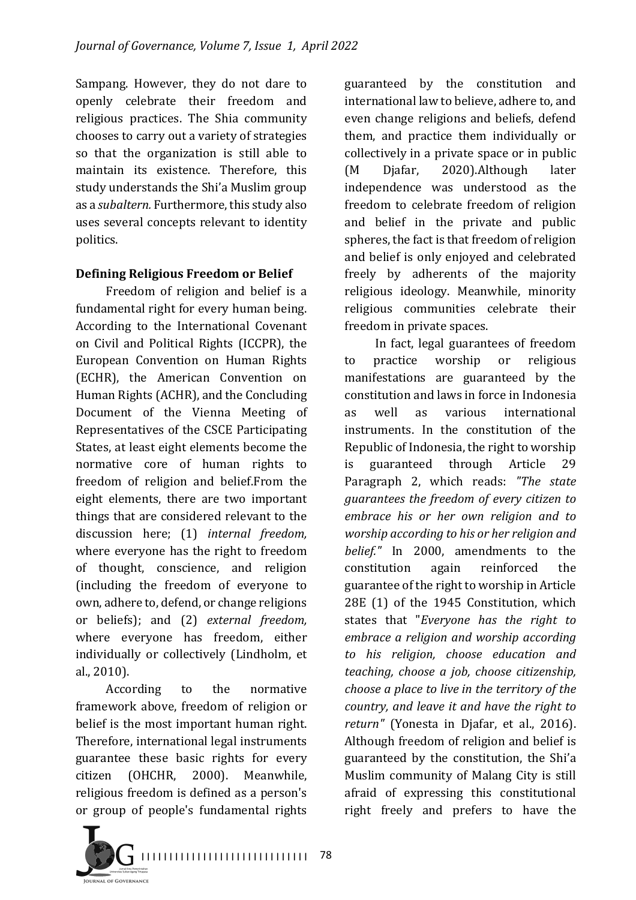Sampang. However, they do not dare to openly celebrate their freedom and religious practices. The Shia community chooses to carry out a variety of strategies so that the organization is still able to maintain its existence. Therefore, this study understands the Shi'a Muslim group as a *subaltern.* Furthermore, this study also uses several concepts relevant to identity politics.

**Defining Religious Freedom or Belief**

Freedom of religion and belief is a fundamental right for every human being. According to the International Covenant on Civil and Political Rights (ICCPR), the European Convention on Human Rights (ECHR), the American Convention on Human Rights (ACHR), and the Concluding Document of the Vienna Meeting of Representatives of the CSCE Participating States, at least eight elements become the normative core of human rights to freedom of religion and belief.From the eight elements, there are two important things that are considered relevant to the discussion here; (1) *internal freedom,* where everyone has the right to freedom of thought, conscience, and religion (including the freedom of everyone to own, adhere to, defend, or change religions or beliefs); and (2) *external freedom,* where everyone has freedom, either individually or collectively (Lindholm, et al., 2010).

According to the normative framework above, freedom of religion or belief is the most important human right. Therefore, international legal instruments guarantee these basic rights for every citizen (OHCHR, 2000). Meanwhile, religious freedom is defined as a person's or group of people's fundamental rights guaranteed by the constitution and international law to believe, adhere to, and even change religions and beliefs, defend them, and practice them individually or collectively in a private space or in public (M Djafar, 2020).Although later independence was understood as the freedom to celebrate freedom of religion and belief in the private and public spheres, the fact is that freedom of religion and belief is only enjoyed and celebrated freely by adherents of the majority religious ideology. Meanwhile, minority religious communities celebrate their freedom in private spaces.

In fact, legal guarantees of freedom to practice worship or religious manifestations are guaranteed by the constitution and laws in force in Indonesia as well as various international instruments. In the constitution of the Republic of Indonesia, the right to worship is guaranteed through Article 29 Paragraph 2, which reads: *"The state guarantees the freedom of every citizen to embrace his or her own religion and to worship according to his or her religion and belief."* In 2000, amendments to the constitution again reinforced the guarantee of the right to worship in Article 28E (1) of the 1945 Constitution, which states that "*Everyone has the right to embrace a religion and worship according to his religion, choose education and teaching, choose a job, choose citizenship, choose a place to live in the territory of the country, and leave it and have the right to return"* (Yonesta in Djafar, et al., 2016). Although freedom of religion and belief is guaranteed by the constitution, the Shi'a Muslim community of Malang City is still afraid of expressing this constitutional right freely and prefers to have the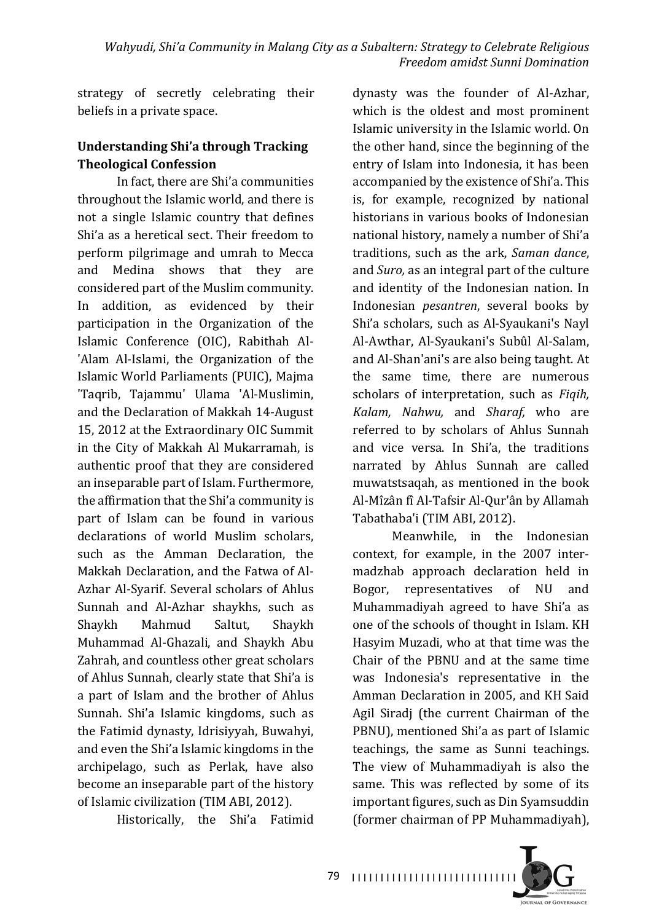strategy of secretly celebrating their beliefs in a private space.

## Understanding Shi'a through Tracking Theological Confession

In fact, there are Shi'a communities throughout the Islamic world, and there is not a single Islamic country that defines Shi'a as a heretical sect. Their freedom to perform pilgrimage and umrah to Mecca and Medina shows that they are considered part of the Muslim community. In addition, as evidenced by their participation in the Organization of the Islamic Conference (OIC), Rabithah Al-'Alam Al-Islami, the Organization of the Islamic World Parliaments (PUIC), Majma 'Taqrib, Tajammu' Ulama 'Al-Muslimin, and the Declaration of Makkah 14-August 15, 2012 at the Extraordinary OIC Summit in the City of Makkah Al Mukarramah, is authentic proof that they are considered an inseparable part of Islam. Furthermore, the affirmation that the Shi'a community is part of Islam can be found in various declarations of world Muslim scholars, such as the Amman Declaration, the Makkah Declaration, and the Fatwa of Al-Azhar Al-Syarif. Several scholars of Ahlus Sunnah and Al-Azhar shaykhs, such as Shaykh Mahmud Saltut, Shaykh Muhammad Al-Ghazali, and Shaykh Abu Zahrah, and countless other great scholars of Ahlus Sunnah, clearly state that Shi'a is a part of Islam and the brother of Ahlus Sunnah. Shi'a Islamic kingdoms, such as the Fatimid dynasty, Idrisiyyah, Buwahyi, and even the Shi'a Islamic kingdoms in the archipelago, such as Perlak, have also become an inseparable part of the history of Islamic civilization (TIM ABI, 2012).

Historically, the Shi'a Fatimid dynasty was the founder of Al-Azhar, which is the oldest and most prominent Islamic university in the Islamic world. On the other hand, since the beginning of the entry of Islam into Indonesia, it has been accompanied by the existence of Shi'a. This is, for example, recognized by national historians in various books of Indonesian national history, namely a number of Shi'a traditions, such as the ark, *Saman dance*, and *Suro,* as an integral part of the culture and identity of the Indonesian nation. In Indonesian *pesantren*, several books by Shi'a scholars, such as Al-Syaukani's Nayl Al-Awthar, Al-Syaukani's Subûl Al-Salam, and Al-Shan'ani's are also being taught. At the same time, there are numerous scholars of interpretation, such as *Fiqih, Kalam, Nahwu,* and *Sharaf,* who are referred to by scholars of Ahlus Sunnah and vice versa. In Shi'a, the traditions narrated by Ahlus Sunnah are called muwatstsaqah, as mentioned in the book Al-Mîzân fî Al-Tafsir Al-Qur'ân by Allamah Tabathaba'i (TIM ABI, 2012).

Meanwhile, in the Indonesian context, for example, in the 2007 inter-madzhab approach declaration held in Bogor, representatives of NU and Muhammadiyah agreed to have Shi'a as one of the schools of thought in Islam. KH Hasyim Muzadi, who at that time was the Chair of the PBNU and at the same time was Indonesia's representative in the Amman Declaration in 2005, and KH Said Agil Siradj (the current Chairman of the PBNU), mentioned Shi'a as part of Islamic teachings, the same as Sunni teachings. The view of Muhammadiyah is also the same. This was reflected by some of its important figures, such as Din Syamsuddin (former chairman of PP Muhammadiyah),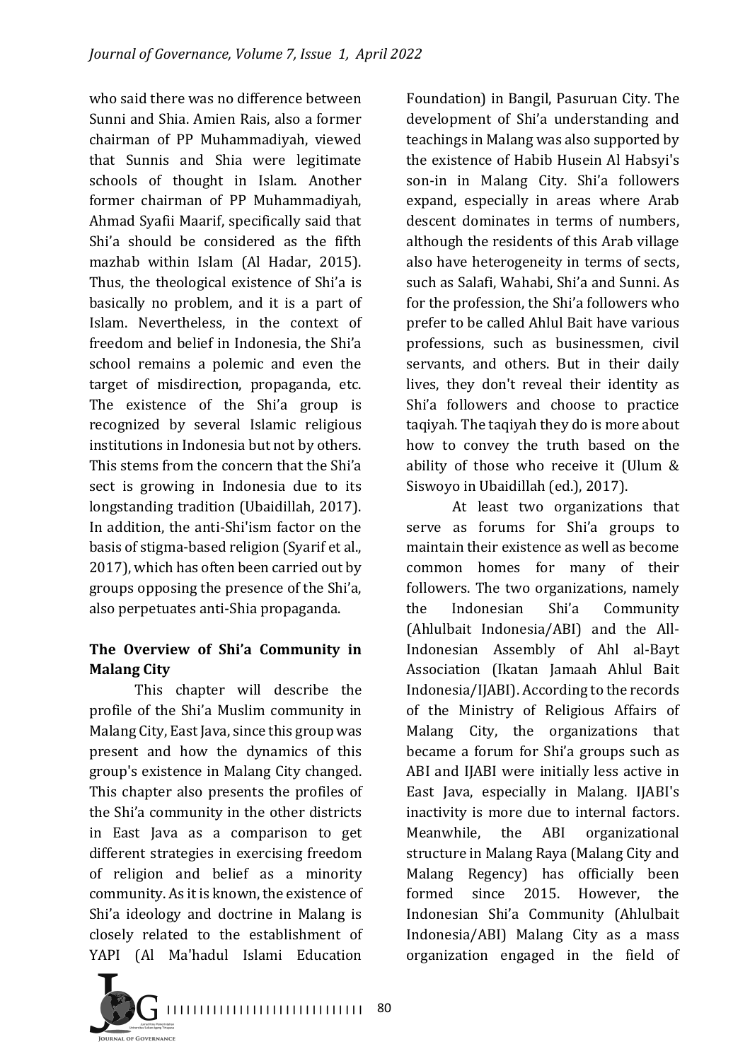who said there was no difference between Sunni and Shia. Amien Rais, also a former chairman of PP Muhammadiyah, viewed that Sunnis and Shia were legitimate schools of thought in Islam. Another former chairman of PP Muhammadiyah, Ahmad Syafii Maarif, specifically said that Shi'a should be considered as the fifth mazhab within Islam (Al Hadar, 2015). Thus, the theological existence of Shi'a is basically no problem, and it is a part of Islam. Nevertheless, in the context of freedom and belief in Indonesia, the Shi'a school remains a polemic and even the target of misdirection, propaganda, etc. The existence of the Shi'a group is recognized by several Islamic religious institutions in Indonesia but not by others. This stems from the concern that the Shi'a sect is growing in Indonesia due to its longstanding tradition (Ubaidillah, 2017). In addition, the anti-Shi'ism factor on the basis of stigma-based religion (Syarif et al., 2017), which has often been carried out by groups opposing the presence of the Shi'a, also perpetuates anti-Shia propaganda.

## The Overview of Shi'a Community in Malang City

This chapter will describe the profile of the Shi'a Muslim community in Malang City, East Java, since this group was present and how the dynamics of this group's existence in Malang City changed. This chapter also presents the profiles of the Shi'a community in the other districts in East Java as a comparison to get different strategies in exercising freedom of religion and belief as a minority community. As it is known, the existence of Shi'a ideology and doctrine in Malang is closely related to the establishment of YAPI (Al Ma'hadul Islami Education Foundation) in Bangil, Pasuruan City. The development of Shi'a understanding and teachings in Malang was also supported by the existence of Habib Husein Al Habsyi's son-in in Malang City. Shi'a followers expand, especially in areas where Arab descent dominates in terms of numbers, although the residents of this Arab village also have heterogeneity in terms of sects, such as Salafi, Wahabi, Shi'a and Sunni. As for the profession, the Shi'a followers who prefer to be called Ahlul Bait have various professions, such as businessmen, civil servants, and others. But in their daily lives, they don't reveal their identity as Shi'a followers and choose to practice taqiyah. The taqiyah they do is more about how to convey the truth based on the ability of those who receive it (Ulum & Siswoyo in Ubaidillah (ed.), 2017).

At least two organizations that serve as forums for Shi'a groups to maintain their existence as well as become common homes for many of their followers. The two organizations, namely the Indonesian Shi'a Community (Ahlulbait Indonesia/ABI) and the All-Indonesian Assembly of Ahl al-Bayt Association (Ikatan Jamaah Ahlul Bait Indonesia/IJABI). According to the records of the Ministry of Religious Affairs of Malang City, the organizations that became a forum for Shi'a groups such as ABI and IJABI were initially less active in East Java, especially in Malang. IJABI's inactivity is more due to internal factors. Meanwhile, the ABI organizational structure in Malang Raya (Malang City and Malang Regency) has officially been formed since 2015. However, the Indonesian Shi'a Community (Ahlulbait Indonesia/ABI) Malang City as a mass organization engaged in the field of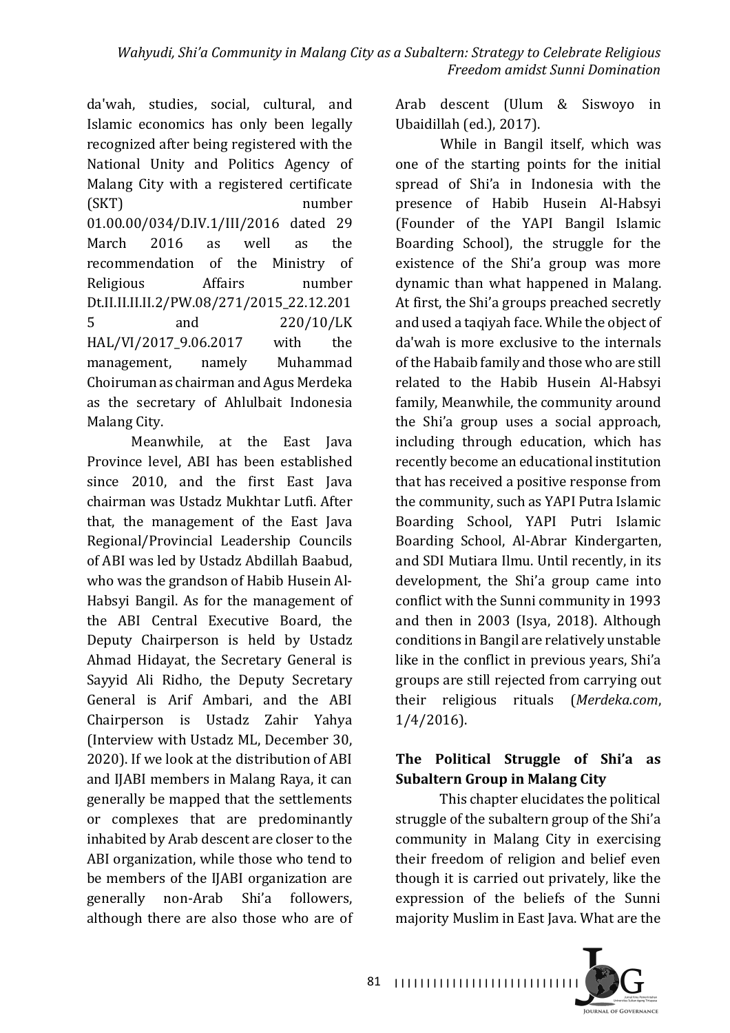da'wah, studies, social, cultural, and Islamic economics has only been legally recognized after being registered with the National Unity and Politics Agency of Malang City with a registered certificate (SKT) number 01.00.00/034/D.IV.1/III/2016 dated 29 March 2016 as well as the recommendation of the Ministry of Religious Affairs number Dt.II.II.II.II.2/PW.08/271/2015_22.12.2015 and 220/10/LK HAL/VI/2017_9.06.2017 with the management, namely Muhammad Choiruman as chairman and Agus Merdeka as the secretary of Ahlulbait Indonesia Malang City.

Meanwhile, at the East Java Province level, ABI has been established since 2010, and the first East Java chairman was Ustadz Mukhtar Lutfi. After that, the management of the East Java Regional/Provincial Leadership Councils of ABI was led by Ustadz Abdillah Baabud, who was the grandson of Habib Husein Al-Habsyi Bangil. As for the management of the ABI Central Executive Board, the Deputy Chairperson is held by Ustadz Ahmad Hidayat, the Secretary General is Sayyid Ali Ridho, the Deputy Secretary General is Arif Ambari, and the ABI Chairperson is Ustadz Zahir Yahya (Interview with Ustadz ML, December 30, 2020). If we look at the distribution of ABI and IJABI members in Malang Raya, it can generally be mapped that the settlements or complexes that are predominantly inhabited by Arab descent are closer to the ABI organization, while those who tend to be members of the IJABI organization are generally non-Arab Shi'a followers, although there are also those who are of Arab descent (Ulum & Siswoyo in Ubaidillah (ed.), 2017).

While in Bangil itself, which was one of the starting points for the initial spread of Shi'a in Indonesia with the presence of Habib Husein Al-Habsyi (Founder of the YAPI Bangil Islamic Boarding School), the struggle for the existence of the Shi'a group was more dynamic than what happened in Malang. At first, the Shi'a groups preached secretly and used a taqiyah face. While the object of da'wah is more exclusive to the internals of the Habaib family and those who are still related to the Habib Husein Al-Habsyi family, Meanwhile, the community around the Shi'a group uses a social approach, including through education, which has recently become an educational institution that has received a positive response from the community, such as YAPI Putra Islamic Boarding School, YAPI Putri Islamic Boarding School, Al-Abrar Kindergarten, and SDI Mutiara Ilmu. Until recently, in its development, the Shi'a group came into conflict with the Sunni community in 1993 and then in 2003 (Isya, 2018). Although conditions in Bangil are relatively unstable like in the conflict in previous years, Shi'a groups are still rejected from carrying out their religious rituals (*Merdeka.com*, 1/4/2016).

## The Political Struggle of Shi'a as Subaltern Group in Malang City

This chapter elucidates the political struggle of the subaltern group of the Shi'a community in Malang City in exercising their freedom of religion and belief even though it is carried out privately, like the expression of the beliefs of the Sunni majority Muslim in East Java. What are the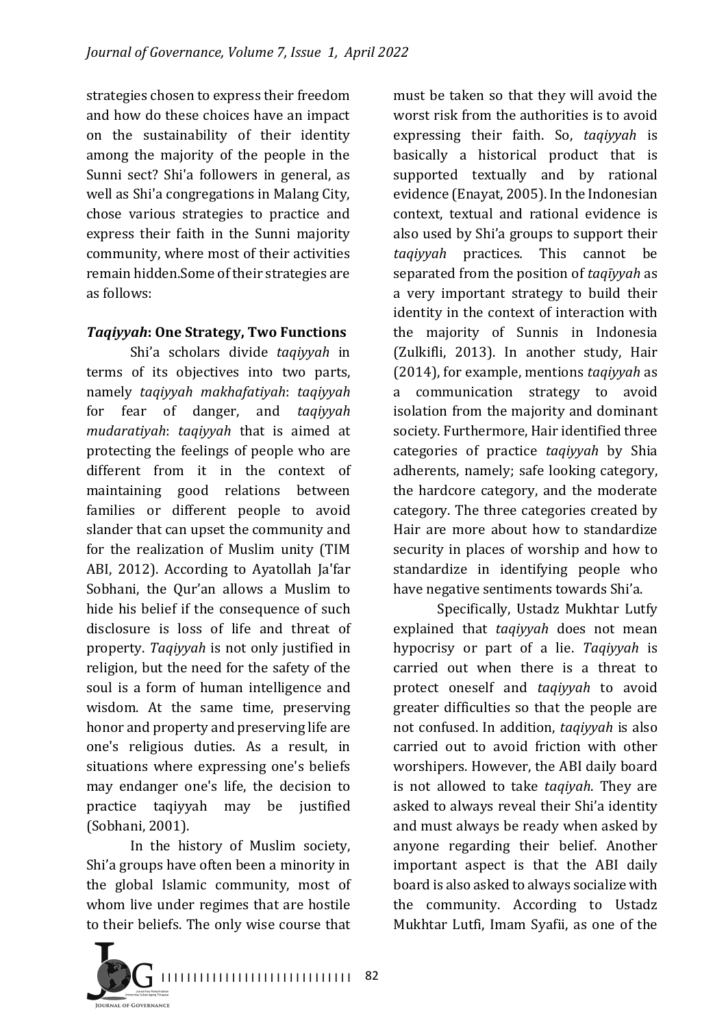strategies chosen to express their freedom and how do these choices have an impact on the sustainability of their identity among the majority of the people in the Sunni sect? Shi'a followers in general, as well as Shi'a congregations in Malang City, chose various strategies to practice and express their faith in the Sunni majority community, where most of their activities remain hidden.Some of their strategies are as follows:

### *Taqiyyah*: One Strategy, Two Functions

Shi'a scholars divide *taqiyyah* in terms of its objectives into two parts, namely *taqiyyah makhafatiyah*: *taqiyyah* for fear of danger, and *taqiyyah mudaratiyah*: *taqiyyah* that is aimed at protecting the feelings of people who are different from it in the context of maintaining good relations between families or different people to avoid slander that can upset the community and for the realization of Muslim unity (TIM ABI, 2012). According to Ayatollah Ja'far Sobhani, the Qur'an allows a Muslim to hide his belief if the consequence of such disclosure is loss of life and threat of property. *Taqiyyah* is not only justified in religion, but the need for the safety of the soul is a form of human intelligence and wisdom. At the same time, preserving honor and property and preserving life are one's religious duties. As a result, in situations where expressing one's beliefs may endanger one's life, the decision to practice taqiyyah may be justified (Sobhani, 2001).

In the history of Muslim society, Shi'a groups have often been a minority in the global Islamic community, most of whom live under regimes that are hostile to their beliefs. The only wise course that must be taken so that they will avoid the worst risk from the authorities is to avoid expressing their faith. So, *taqiyyah* is basically a historical product that is supported textually and by rational evidence (Enayat, 2005). In the Indonesian context, textual and rational evidence is also used by Shi'a groups to support their *taqiyyah* practices. This cannot be separated from the position of *taqīyyah* as a very important strategy to build their identity in the context of interaction with the majority of Sunnis in Indonesia (Zulkifli, 2013). In another study, Hair (2014), for example, mentions *taqiyyah* as a communication strategy to avoid isolation from the majority and dominant society. Furthermore, Hair identified three categories of practice *taqiyyah* by Shia adherents, namely; safe looking category, the hardcore category, and the moderate category. The three categories created by Hair are more about how to standardize security in places of worship and how to standardize in identifying people who have negative sentiments towards Shi'a.

Specifically, Ustadz Mukhtar Lutfy explained that *taqiyyah* does not mean hypocrisy or part of a lie. *Taqiyyah* is carried out when there is a threat to protect oneself and *taqiyyah* to avoid greater difficulties so that the people are not confused. In addition, *taqiyyah* is also carried out to avoid friction with other worshipers. However, the ABI daily board is not allowed to take *taqiyah*. They are asked to always reveal their Shi'a identity and must always be ready when asked by anyone regarding their belief. Another important aspect is that the ABI daily board is also asked to always socialize with the community. According to Ustadz Mukhtar Lutfi, Imam Syafii, as one of the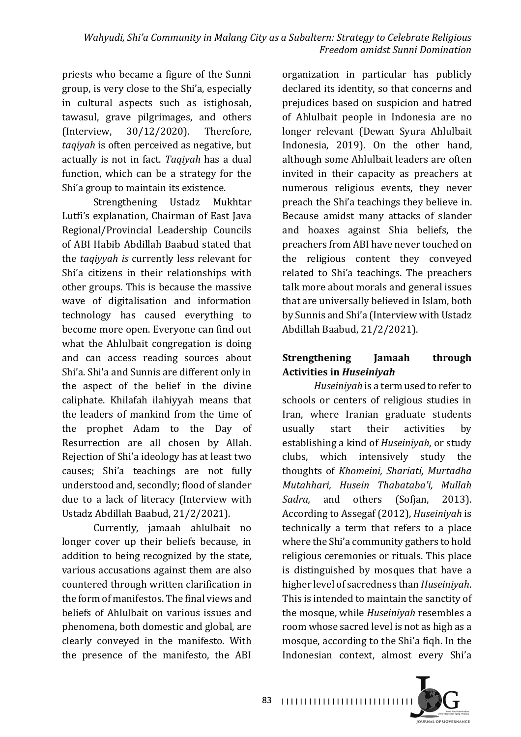priests who became a figure of the Sunni group, is very close to the Shi'a, especially in cultural aspects such as istighosah, tawasul, grave pilgrimages, and others (Interview, 30/12/2020). Therefore, *taqiyah* is often perceived as negative, but actually is not in fact. *Taqiyah* has a dual function, which can be a strategy for the Shi'a group to maintain its existence.

Strengthening Ustadz Mukhtar Lutfi's explanation, Chairman of East Java Regional/Provincial Leadership Councils of ABI Habib Abdillah Baabud stated that the *taqiyyah is* currently less relevant for Shi'a citizens in their relationships with other groups. This is because the massive wave of digitalisation and information technology has caused everything to become more open. Everyone can find out what the Ahlulbait congregation is doing and can access reading sources about Shi'a. Shi'a and Sunnis are different only in the aspect of the belief in the divine caliphate. Khilafah ilahiyyah means that the leaders of mankind from the time of the prophet Adam to the Day of Resurrection are all chosen by Allah. Rejection of Shi'a ideology has at least two causes; Shi'a teachings are not fully understood and, secondly; flood of slander due to a lack of literacy (Interview with Ustadz Abdillah Baabud, 21/2/2021).

Currently, jamaah ahlulbait no longer cover up their beliefs because, in addition to being recognized by the state, various accusations against them are also countered through written clarification in the form of manifestos. The final views and beliefs of Ahlulbait on various issues and phenomena, both domestic and global, are clearly conveyed in the manifesto. With the presence of the manifesto, the ABI organization in particular has publicly declared its identity, so that concerns and prejudices based on suspicion and hatred of Ahlulbait people in Indonesia are no longer relevant (Dewan Syura Ahlulbait Indonesia, 2019). On the other hand, although some Ahlulbait leaders are often invited in their capacity as preachers at numerous religious events, they never preach the Shi'a teachings they believe in. Because amidst many attacks of slander and hoaxes against Shia beliefs, the preachers from ABI have never touched on the religious content they conveyed related to Shi'a teachings. The preachers talk more about morals and general issues that are universally believed in Islam, both by Sunnis and Shi'a (Interview with Ustadz Abdillah Baabud, 21/2/2021).

## Strengthening Jamaah through Activities in *Huseiniyah*

*Huseiniyah* is a term used to refer to schools or centers of religious studies in Iran, where Iranian graduate students usually start their activities by establishing a kind of *Huseiniyah*, or study clubs, which intensively study the thoughts of *Khomeini, Shariati, Murtadha Mutahhari, Husein Thabataba'i, Mullah Sadra,* and others (Sofjan, 2013). According to Assegaf (2012), *Huseiniyah* is technically a term that refers to a place where the Shi'a community gathers to hold religious ceremonies or rituals. This place is distinguished by mosques that have a higher level of sacredness than *Huseiniyah*. This is intended to maintain the sanctity of the mosque, while *Huseiniyah* resembles a room whose sacred level is not as high as a mosque, according to the Shi'a fiqh. In the Indonesian context, almost every Shi'a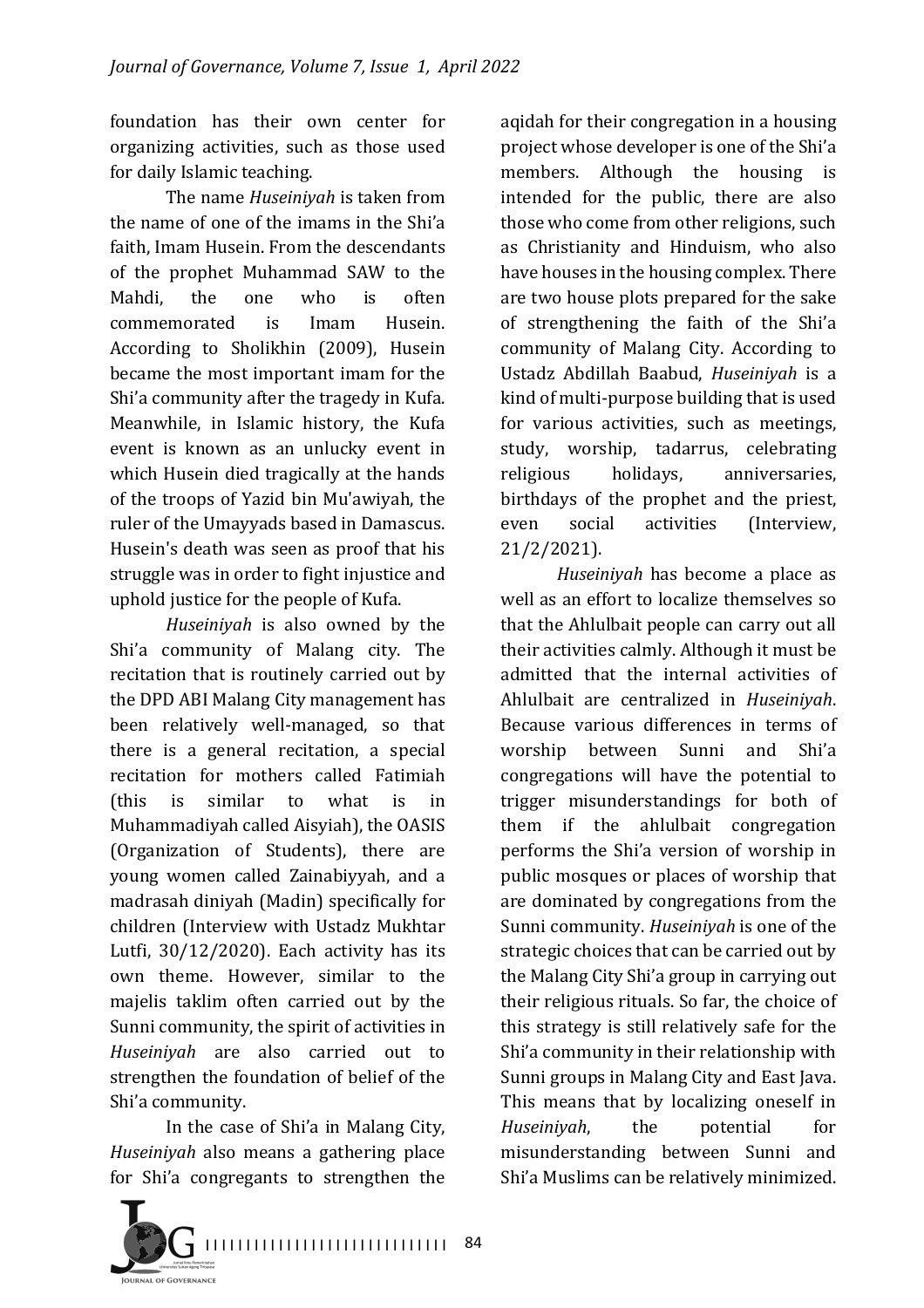foundation has their own center for organizing activities, such as those used for daily Islamic teaching.

The name *Huseiniyah* is taken from the name of one of the imams in the Shi'a faith, Imam Husein. From the descendants of the prophet Muhammad SAW to the Mahdi, the one who is often commemorated is Imam Husein. According to Sholikhin (2009), Husein became the most important imam for the Shi'a community after the tragedy in Kufa. Meanwhile, in Islamic history, the Kufa event is known as an unlucky event in which Husein died tragically at the hands of the troops of Yazid bin Mu'awiyah, the ruler of the Umayyads based in Damascus. Husein's death was seen as proof that his struggle was in order to fight injustice and uphold justice for the people of Kufa.

*Huseiniyah* is also owned by the Shi'a community of Malang city. The recitation that is routinely carried out by the DPD ABI Malang City management has been relatively well-managed, so that there is a general recitation, a special recitation for mothers called Fatimiah (this is similar to what is in Muhammadiyah called Aisyiah), the OASIS (Organization of Students), there are young women called Zainabiyyah, and a madrasah diniyah (Madin) specifically for children (Interview with Ustadz Mukhtar Lutfi, 30/12/2020). Each activity has its own theme. However, similar to the majelis taklim often carried out by the Sunni community, the spirit of activities in *Huseiniyah* are also carried out to strengthen the foundation of belief of the Shi'a community.

In the case of Shi'a in Malang City, *Huseiniyah* also means a gathering place for Shi'a congregants to strengthen the aqidah for their congregation in a housing project whose developer is one of the Shi'a members. Although the housing is intended for the public, there are also those who come from other religions, such as Christianity and Hinduism, who also have houses in the housing complex. There are two house plots prepared for the sake of strengthening the faith of the Shi'a community of Malang City. According to Ustadz Abdillah Baabud, *Huseiniyah* is a kind of multi-purpose building that is used for various activities, such as meetings, study, worship, tadarrus, celebrating religious holidays, anniversaries, birthdays of the prophet and the priest, even social activities (Interview, 21/2/2021).

*Huseiniyah* has become a place as well as an effort to localize themselves so that the Ahlulbait people can carry out all their activities calmly. Although it must be admitted that the internal activities of Ahlulbait are centralized in *Huseiniyah*. Because various differences in terms of worship between Sunni and Shi'a congregations will have the potential to trigger misunderstandings for both of them if the ahlulbait congregation performs the Shi'a version of worship in public mosques or places of worship that are dominated by congregations from the Sunni community. *Huseiniyah* is one of the strategic choices that can be carried out by the Malang City Shi'a group in carrying out their religious rituals. So far, the choice of this strategy is still relatively safe for the Shi'a community in their relationship with Sunni groups in Malang City and East Java. This means that by localizing oneself in *Huseiniyah*, the potential for misunderstanding between Sunni and Shi'a Muslims can be relatively minimized.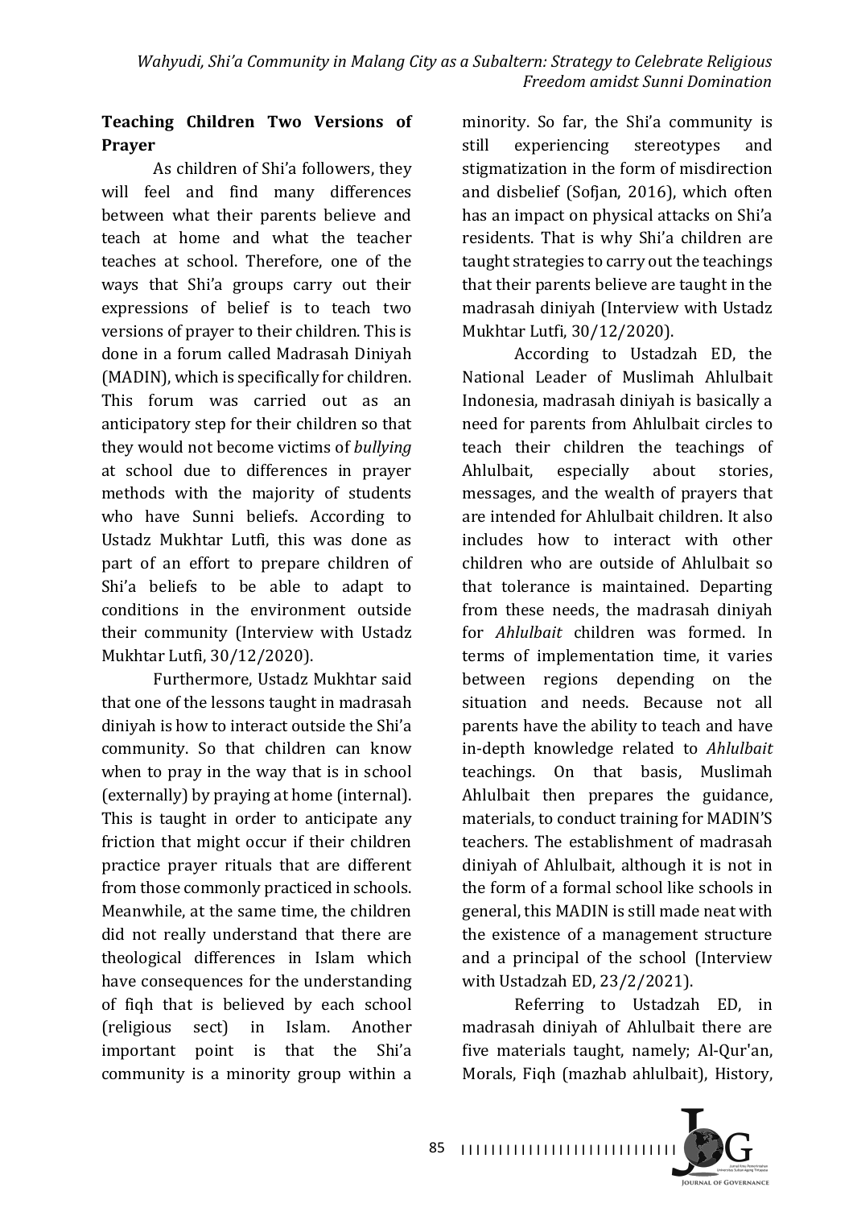### Teaching Children Two Versions of Prayer

As children of Shi'a followers, they will feel and find many differences between what their parents believe and teach at home and what the teacher teaches at school. Therefore, one of the ways that Shi'a groups carry out their expressions of belief is to teach two versions of prayer to their children. This is done in a forum called Madrasah Diniyah (MADIN), which is specifically for children. This forum was carried out as an anticipatory step for their children so that they would not become victims of *bullying* at school due to differences in prayer methods with the majority of students who have Sunni beliefs. According to Ustadz Mukhtar Lutfi, this was done as part of an effort to prepare children of Shi'a beliefs to be able to adapt to conditions in the environment outside their community (Interview with Ustadz Mukhtar Lutfi, 30/12/2020).

Furthermore, Ustadz Mukhtar said that one of the lessons taught in madrasah diniyah is how to interact outside the Shi'a community. So that children can know when to pray in the way that is in school (externally) by praying at home (internal). This is taught in order to anticipate any friction that might occur if their children practice prayer rituals that are different from those commonly practiced in schools. Meanwhile, at the same time, the children did not really understand that there are theological differences in Islam which have consequences for the understanding of fiqh that is believed by each school (religious sect) in Islam. Another important point is that the Shi'a community is a minority group within a minority. So far, the Shi'a community is still experiencing stereotypes and stigmatization in the form of misdirection and disbelief (Sofjan, 2016), which often has an impact on physical attacks on Shi'a residents. That is why Shi'a children are taught strategies to carry out the teachings that their parents believe are taught in the madrasah diniyah (Interview with Ustadz Mukhtar Lutfi, 30/12/2020).

According to Ustadzah ED, the National Leader of Muslimah Ahlulbait Indonesia, madrasah diniyah is basically a need for parents from Ahlulbait circles to teach their children the teachings of Ahlulbait, especially about stories, messages, and the wealth of prayers that are intended for Ahlulbait children. It also includes how to interact with other children who are outside of Ahlulbait so that tolerance is maintained. Departing from these needs, the madrasah diniyah for *Ahlulbait* children was formed. In terms of implementation time, it varies between regions depending on the situation and needs. Because not all parents have the ability to teach and have in-depth knowledge related to *Ahlulbait* teachings. On that basis, Muslimah Ahlulbait then prepares the guidance, materials, to conduct training for MADIN'S teachers. The establishment of madrasah diniyah of Ahlulbait, although it is not in the form of a formal school like schools in general, this MADIN is still made neat with the existence of a management structure and a principal of the school (Interview with Ustadzah ED, 23/2/2021).

Referring to Ustadzah ED, in madrasah diniyah of Ahlulbait there are five materials taught, namely; Al-Qur'an, Morals, Fiqh (mazhab ahlulbait), History,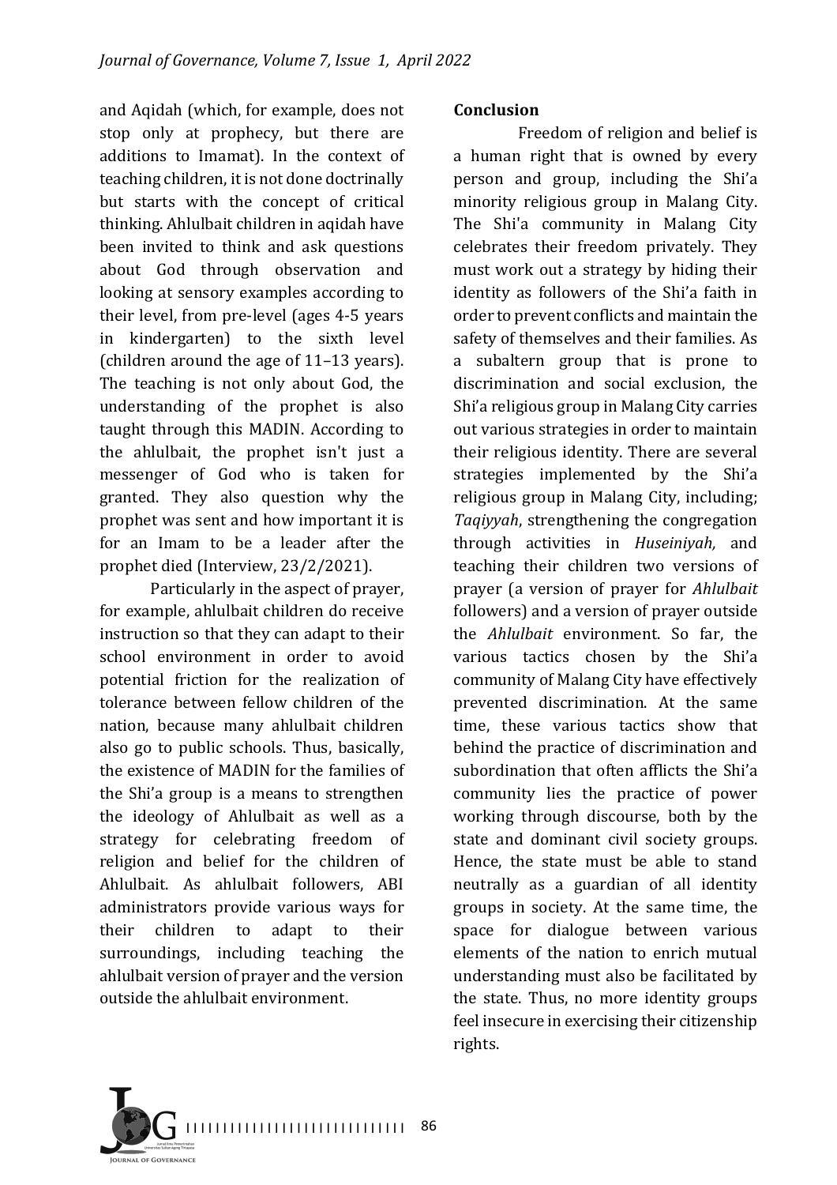and Aqidah (which, for example, does not stop only at prophecy, but there are additions to Imamat). In the context of teaching children, it is not done doctrinally but starts with the concept of critical thinking. Ahlulbait children in aqidah have been invited to think and ask questions about God through observation and looking at sensory examples according to their level, from pre-level (ages 4-5 years in kindergarten) to the sixth level (children around the age of 11–13 years). The teaching is not only about God, the understanding of the prophet is also taught through this MADIN. According to the ahlulbait, the prophet isn't just a messenger of God who is taken for granted. They also question why the prophet was sent and how important it is for an Imam to be a leader after the prophet died (Interview, 23/2/2021).

Particularly in the aspect of prayer, for example, ahlulbait children do receive instruction so that they can adapt to their school environment in order to avoid potential friction for the realization of tolerance between fellow children of the nation, because many ahlulbait children also go to public schools. Thus, basically, the existence of MADIN for the families of the Shi'a group is a means to strengthen the ideology of Ahlulbait as well as a strategy for celebrating freedom of religion and belief for the children of Ahlulbait. As ahlulbait followers, ABI administrators provide various ways for their children to adapt to their surroundings, including teaching the ahlulbait version of prayer and the version outside the ahlulbait environment.

**Conclusion**

Freedom of religion and belief is a human right that is owned by every person and group, including the Shi'a minority religious group in Malang City. The Shi'a community in Malang City celebrates their freedom privately. They must work out a strategy by hiding their identity as followers of the Shi'a faith in order to prevent conflicts and maintain the safety of themselves and their families. As a subaltern group that is prone to discrimination and social exclusion, the Shi'a religious group in Malang City carries out various strategies in order to maintain their religious identity. There are several strategies implemented by the Shi'a religious group in Malang City, including; *Taqiyyah*, strengthening the congregation through activities in *Huseiniyah,* and teaching their children two versions of prayer (a version of prayer for *Ahlulbait* followers) and a version of prayer outside the *Ahlulbait* environment. So far, the various tactics chosen by the Shi'a community of Malang City have effectively prevented discrimination. At the same time, these various tactics show that behind the practice of discrimination and subordination that often afflicts the Shi'a community lies the practice of power working through discourse, both by the state and dominant civil society groups. Hence, the state must be able to stand neutrally as a guardian of all identity groups in society. At the same time, the space for dialogue between various elements of the nation to enrich mutual understanding must also be facilitated by the state. Thus, no more identity groups feel insecure in exercising their citizenship rights.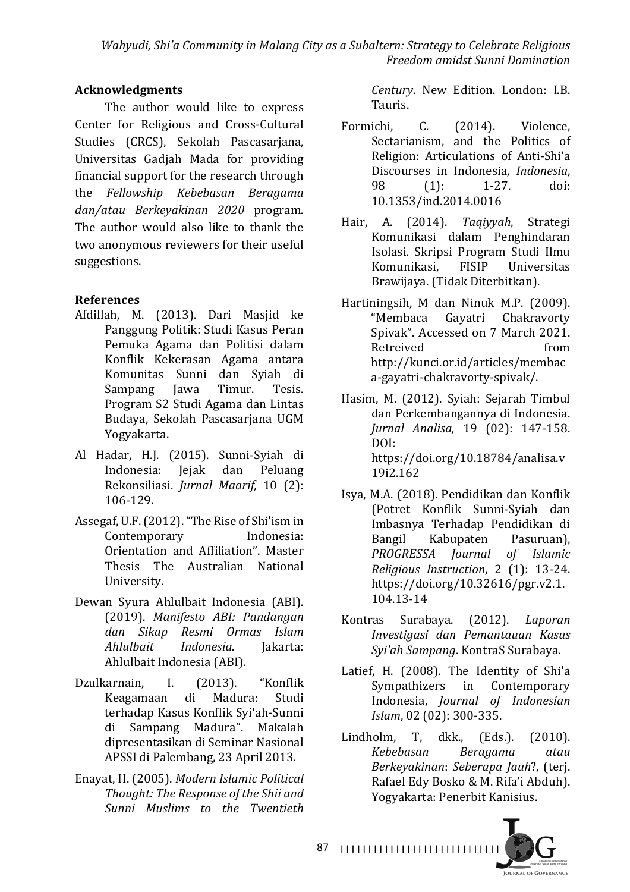## Acknowledgments

The author would like to express Center for Religious and Cross-Cultural Studies (CRCS), Sekolah Pascasarjana, Universitas Gadjah Mada for providing financial support for the research through the *Fellowship Kebebasan Beragama dan/atau Berkeyakinan 2020* program. The author would also like to thank the two anonymous reviewers for their useful suggestions.

## References

Afdillah, M. (2013). Dari Masjid ke Panggung Politik: Studi Kasus Peran Pemuka Agama dan Politisi dalam Konflik Kekerasan Agama antara Komunitas Sunni dan Syiah di Sampang Jawa Timur. Tesis. Program S2 Studi Agama dan Lintas Budaya, Sekolah Pascasarjana UGM Yogyakarta.

Al Hadar, H.J. (2015). Sunni-Syiah di Indonesia: Jejak dan Peluang Rekonsiliasi. *Jurnal Maarif,* 10 (2): 106-129.

Assegaf, U.F. (2012). "The Rise of Shi'ism in Contemporary Indonesia: Orientation and Affiliation". Master Thesis The Australian National University.

Dewan Syura Ahlulbait Indonesia (ABI). (2019). *Manifesto ABI: Pandangan dan Sikap Resmi Ormas Islam Ahlulbait Indonesia.* Jakarta: Ahlulbait Indonesia (ABI).

Dzulkarnain, I. (2013). "Konflik Keagamaan di Madura: Studi terhadap Kasus Konflik Syi'ah-Sunni di Sampang Madura". Makalah dipresentasikan di Seminar Nasional APSSI di Palembang, 23 April 2013.

Enayat, H. (2005). *Modern Islamic Political Thought: The Response of the Shii and Sunni Muslims to the Twentieth Century*. New Edition. London: I.B. Tauris.

Formichi, C. (2014). Violence, Sectarianism, and the Politics of Religion: Articulations of Anti-Shi'a Discourses in Indonesia, *Indonesia*, 98 (1): 1-27. doi: 10.1353/ind.2014.0016

Hair, A. (2014). *Taqiyyah*, Strategi Komunikasi dalam Penghindaran Isolasi. Skripsi Program Studi Ilmu Komunikasi, FISIP Universitas Brawijaya. (Tidak Diterbitkan).

Hartiningsih, M dan Ninuk M.P. (2009). "Membaca Gayatri Chakravorty Spivak". Accessed on 7 March 2021. Retreived from http://kunci.or.id/articles/membaca-gayatri-chakravorty-spivak/.

Hasim, M. (2012). Syiah: Sejarah Timbul dan Perkembangannya di Indonesia. *Jurnal Analisa,* 19 (02): 147-158. DOI: https://doi.org/10.18784/analisa.v19i2.162

Isya, M.A. (2018). Pendidikan dan Konflik (Potret Konflik Sunni-Syiah dan Imbasnya Terhadap Pendidikan di Bangil Kabupaten Pasuruan), *PROGRESSA Journal of Islamic Religious Instruction*, 2 (1): 13-24. https://doi.org/10.32616/pgr.v2.1.104.13-14

Kontras Surabaya. (2012). *Laporan Investigasi dan Pemantauan Kasus Syi'ah Sampang*. KontraS Surabaya.

Latief, H. (2008). The Identity of Shi'a Sympathizers in Contemporary Indonesia, *Journal of Indonesian Islam*, 02 (02): 300-335.

Lindholm, T, dkk., (Eds.). (2010). *Kebebasan Beragama atau Berkeyakinan*: *Seberapa Jauh*?, (terj. Rafael Edy Bosko & M. Rifa'i Abduh). Yogyakarta: Penerbit Kanisius.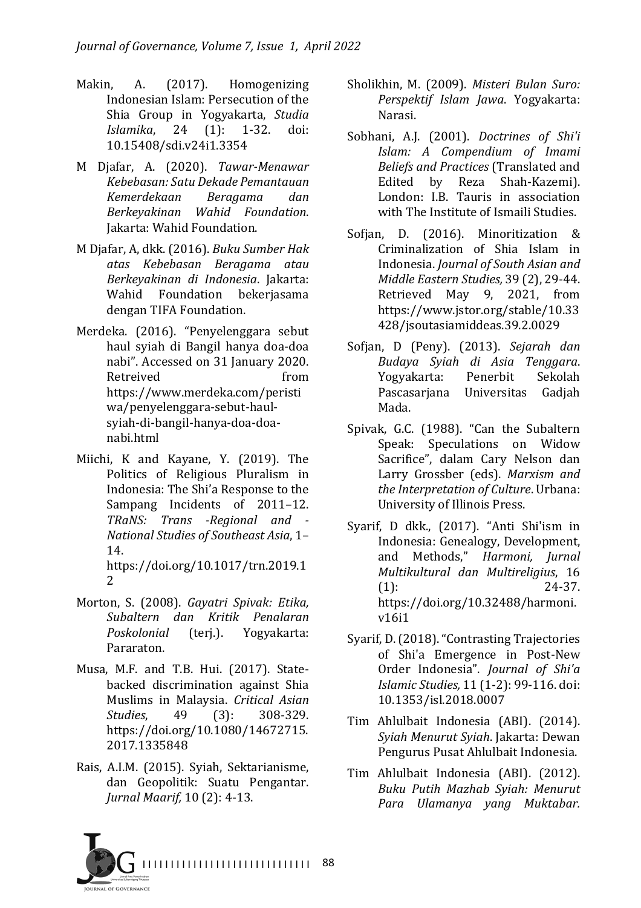Makin, A. (2017). Homogenizing Indonesian Islam: Persecution of the Shia Group in Yogyakarta, *Studia Islamika*, 24 (1): 1-32. doi: 10.15408/sdi.v24i1.3354

M Djafar, A. (2020). *Tawar-Menawar Kebebasan: Satu Dekade Pemantauan Kemerdekaan Beragama dan Berkeyakinan Wahid Foundation*. Jakarta: Wahid Foundation.

M Djafar, A, dkk. (2016). *Buku Sumber Hak atas Kebebasan Beragama atau Berkeyakinan di Indonesia*. Jakarta: Wahid Foundation bekerjasama dengan TIFA Foundation.

Merdeka. (2016). "Penyelenggara sebut haul syiah di Bangil hanya doa-doa nabi". Accessed on 31 January 2020. Retreived from https://www.merdeka.com/peristiwa/penyelenggara-sebut-haul-syiah-di-bangil-hanya-doa-doa-nabi.html

Miichi, K and Kayane, Y. (2019). The Politics of Religious Pluralism in Indonesia: The Shi'a Response to the Sampang Incidents of 2011–12. *TRaNS: Trans -Regional and -National Studies of Southeast Asia*, 1–14. https://doi.org/10.1017/trn.2019.12

Morton, S. (2008). *Gayatri Spivak: Etika, Subaltern dan Kritik Penalaran Poskolonial* (terj.). Yogyakarta: Pararaton.

Musa, M.F. and T.B. Hui. (2017). State-backed discrimination against Shia Muslims in Malaysia. *Critical Asian Studies*, 49 (3): 308-329. https://doi.org/10.1080/14672715.2017.1335848

Rais, A.I.M. (2015). Syiah, Sektarianisme, dan Geopolitik: Suatu Pengantar. *Jurnal Maarif,* 10 (2): 4-13.

Sholikhin, M. (2009). *Misteri Bulan Suro: Perspektif Islam Jawa*. Yogyakarta: Narasi.

Sobhani, A.J. (2001). *Doctrines of Shi'i Islam: A Compendium of Imami Beliefs and Practices* (Translated and Edited by Reza Shah-Kazemi). London: I.B. Tauris in association with The Institute of Ismaili Studies.

Sofjan, D. (2016). Minoritization & Criminalization of Shia Islam in Indonesia. *Journal of South Asian and Middle Eastern Studies,* 39 (2), 29-44. Retrieved May 9, 2021, from https://www.jstor.org/stable/10.33428/jsoutasiamiddeas.39.2.0029

Sofjan, D (Peny). (2013). *Sejarah dan Budaya Syiah di Asia Tenggara*. Yogyakarta: Penerbit Sekolah Pascasarjana Universitas Gadjah Mada.

Spivak, G.C. (1988). "Can the Subaltern Speak: Speculations on Widow Sacrifice", dalam Cary Nelson dan Larry Grossber (eds). *Marxism and the Interpretation of Culture*. Urbana: University of Illinois Press.

Syarif, D dkk., (2017). "Anti Shi'ism in Indonesia: Genealogy, Development, and Methods," *Harmoni, Jurnal Multikultural dan Multireligius*, 16 (1): 24-37. https://doi.org/10.32488/harmoni.v16i1

Syarif, D. (2018). "Contrasting Trajectories of Shi'a Emergence in Post-New Order Indonesia". *Journal of Shi'a Islamic Studies,* 11 (1-2): 99-116. doi: 10.1353/isl.2018.0007

Tim Ahlulbait Indonesia (ABI). (2014). *Syiah Menurut Syiah*. Jakarta: Dewan Pengurus Pusat Ahlulbait Indonesia.

Tim Ahlulbait Indonesia (ABI). (2012). *Buku Putih Mazhab Syiah: Menurut Para Ulamanya yang Muktabar.*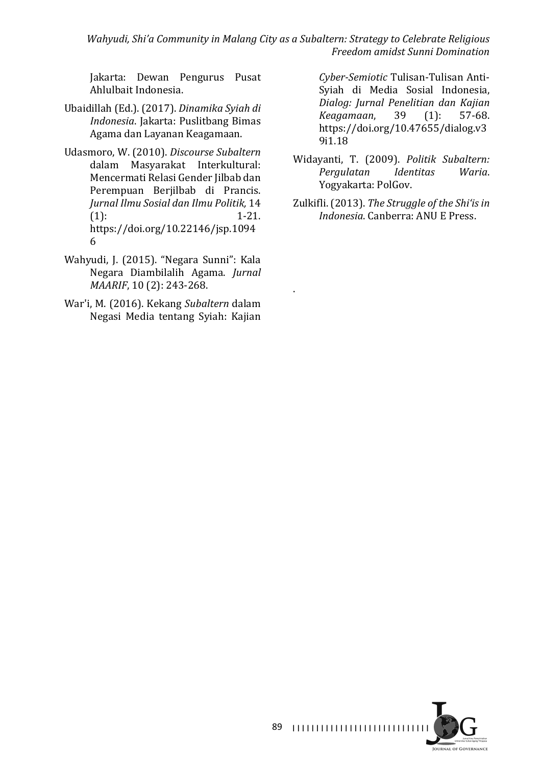Jakarta: Dewan Pengurus Pusat Ahlulbait Indonesia.

Ubaidillah (Ed.). (2017). *Dinamika Syiah di Indonesia*. Jakarta: Puslitbang Bimas Agama dan Layanan Keagamaan.

Udasmoro, W. (2010). *Discourse Subaltern* dalam Masyarakat Interkultural: Mencermati Relasi Gender Jilbab dan Perempuan Berjilbab di Prancis. *Jurnal Ilmu Sosial dan Ilmu Politik,* 14 (1): 1-21. https://doi.org/10.22146/jsp.10946

Wahyudi, J. (2015). "Negara Sunni": Kala Negara Diambilalih Agama. *Jurnal MAARIF*, 10 (2): 243-268.

War'i, M. (2016). Kekang *Subaltern* dalam Negasi Media tentang Syiah: Kajian *Cyber-Semiotic* Tulisan-Tulisan Anti-Syiah di Media Sosial Indonesia, *Dialog: Jurnal Penelitian dan Kajian Keagamaan*, 39 (1): 57-68. https://doi.org/10.47655/dialog.v39i1.18

Widayanti, T. (2009). *Politik Subaltern: Pergulatan Identitas Waria*. Yogyakarta: PolGov.

Zulkifli. (2013). *The Struggle of the Shi'is in Indonesia*. Canberra: ANU E Press.